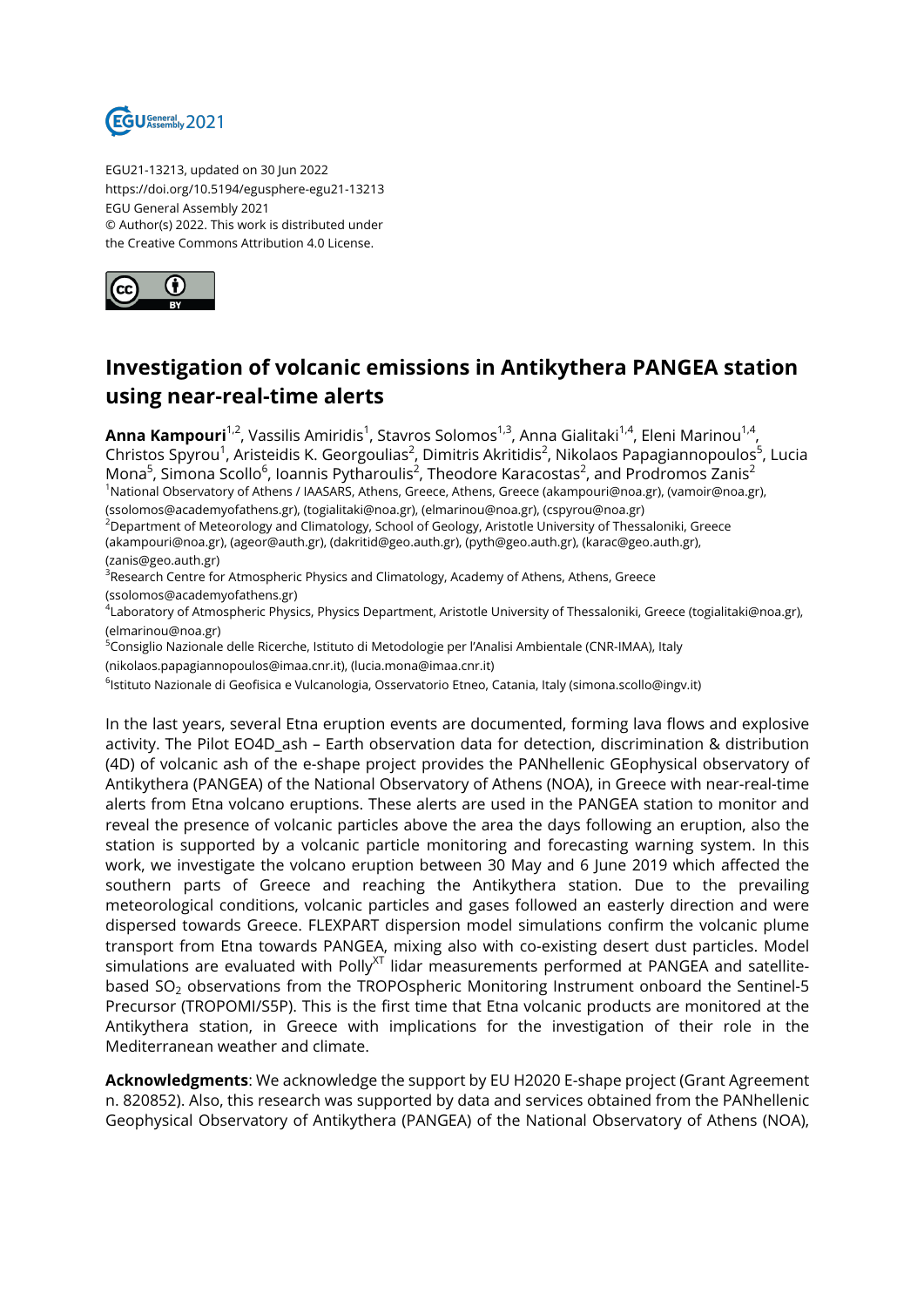EGU21-13213, updated on 30 Jun 2022
https://doi.org/10.5194/egusphere-egu21-13213
EGU General Assembly 2021
© Author(s) 2022. This work is distributed under
the Creative Commons Attribution 4.0 License.

# Investigation of volcanic emissions in Antikythera PANGEA station using near-real-time alerts

**Anna Kampouri**[1,2], Vassilis Amiridis[1], Stavros Solomos[1,3], Anna Gialitaki[1,4], Eleni Marinou[1,4], Christos Spyrou[1], Aristeidis K. Georgoulias[2], Dimitris Akritidis[2], Nikolaos Papagiannopoulos[5], Lucia Mona[5], Simona Scollo[6], Ioannis Pytharoulis[2], Theodore Karacostas[2], and Prodromos Zanis[2]

[1]National Observatory of Athens / IAASARS, Athens, Greece, Athens, Greece (akampouri@noa.gr), (vamoir@noa.gr), (ssolomos@academyofathens.gr), (togialitaki@noa.gr), (elmarinou@noa.gr), (cspyrou@noa.gr)
[2]Department of Meteorology and Climatology, School of Geology, Aristotle University of Thessaloniki, Greece (akampouri@noa.gr), (ageor@auth.gr), (dakritid@geo.auth.gr), (pyth@geo.auth.gr), (karac@geo.auth.gr), (zanis@geo.auth.gr)
[3]Research Centre for Atmospheric Physics and Climatology, Academy of Athens, Athens, Greece (ssolomos@academyofathens.gr)
[4]Laboratory of Atmospheric Physics, Physics Department, Aristotle University of Thessaloniki, Greece (togialitaki@noa.gr), (elmarinou@noa.gr)
[5]Consiglio Nazionale delle Ricerche, Istituto di Metodologie per l'Analisi Ambientale (CNR-IMAA), Italy (nikolaos.papagiannopoulos@imaa.cnr.it), (lucia.mona@imaa.cnr.it)
[6]Istituto Nazionale di Geofisica e Vulcanologia, Osservatorio Etneo, Catania, Italy (simona.scollo@ingv.it)

In the last years, several Etna eruption events are documented, forming lava flows and explosive activity. The Pilot EO4D_ash – Earth observation data for detection, discrimination & distribution (4D) of volcanic ash of the e-shape project provides the PANhellenic GEophysical observatory of Antikythera (PANGEA) of the National Observatory of Athens (NOA), in Greece with near-real-time alerts from Etna volcano eruptions. These alerts are used in the PANGEA station to monitor and reveal the presence of volcanic particles above the area the days following an eruption, also the station is supported by a volcanic particle monitoring and forecasting warning system. In this work, we investigate the volcano eruption between 30 May and 6 June 2019 which affected the southern parts of Greece and reaching the Antikythera station. Due to the prevailing meteorological conditions, volcanic particles and gases followed an easterly direction and were dispersed towards Greece. FLEXPART dispersion model simulations confirm the volcanic plume transport from Etna towards PANGEA, mixing also with co-existing desert dust particles. Model simulations are evaluated with Polly$^{XT}$ lidar measurements performed at PANGEA and satellite-based $SO_2$ observations from the TROPOspheric Monitoring Instrument onboard the Sentinel-5 Precursor (TROPOMI/S5P). This is the first time that Etna volcanic products are monitored at the Antikythera station, in Greece with implications for the investigation of their role in the Mediterranean weather and climate.

**Acknowledgments**: We acknowledge the support by EU H2020 E-shape project (Grant Agreement n. 820852). Also, this research was supported by data and services obtained from the PANhellenic Geophysical Observatory of Antikythera (PANGEA) of the National Observatory of Athens (NOA),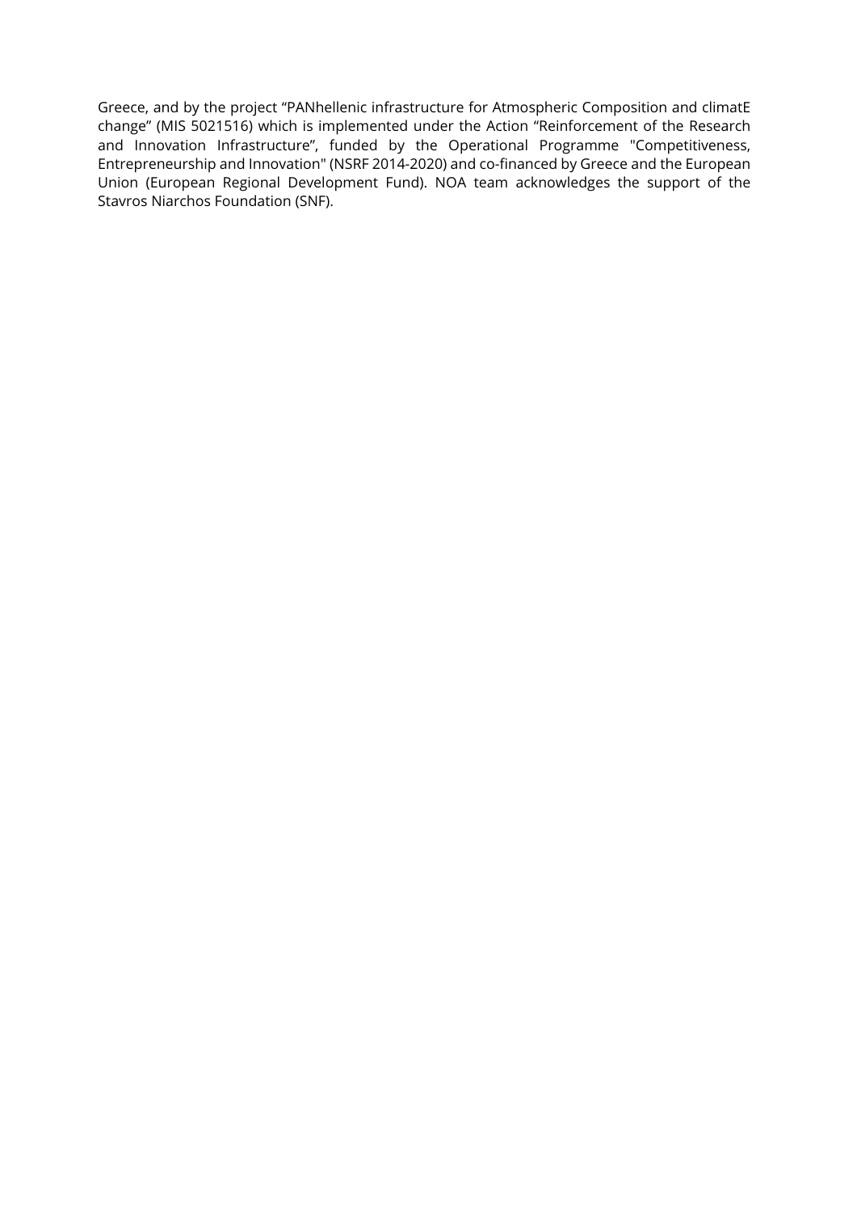Greece, and by the project “PANhellenic infrastructure for Atmospheric Composition and climatE change” (MIS 5021516) which is implemented under the Action “Reinforcement of the Research and Innovation Infrastructure”, funded by the Operational Programme "Competitiveness, Entrepreneurship and Innovation" (NSRF 2014-2020) and co-financed by Greece and the European Union (European Regional Development Fund). NOA team acknowledges the support of the Stavros Niarchos Foundation (SNF).